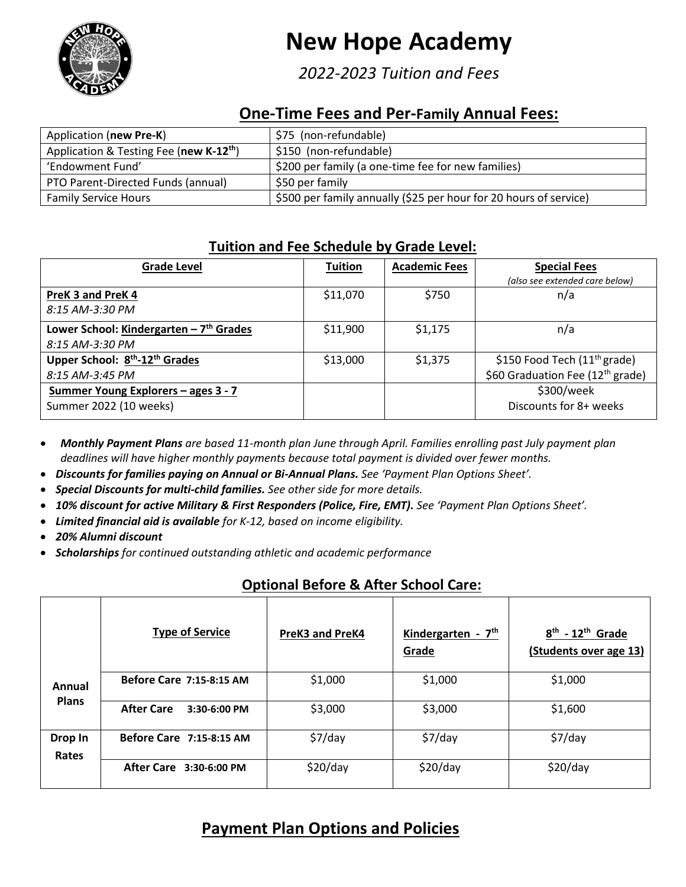# New Hope Academy

*2022-2023 Tuition and Fees*

## One-Time Fees and Per-Family Annual Fees:

| | |
|---|---|
| Application (**new Pre-K**) | $75 (non-refundable) |
| Application & Testing Fee (**new K-12th**) | $150 (non-refundable) |
| 'Endowment Fund' | $200 per family (a one-time fee for new families) |
| PTO Parent-Directed Funds (annual) | $50 per family |
| Family Service Hours | $500 per family annually ($25 per hour for 20 hours of service) |

## Tuition and Fee Schedule by Grade Level:

| Grade Level | Tuition | Academic Fees | Special Fees *(also see extended care below)* |
|---|---|---|---|
| **PreK 3 and PreK 4** *8:15 AM-3:30 PM* | $11,070 | $750 | n/a |
| **Lower School: Kindergarten – 7th Grades** *8:15 AM-3:30 PM* | $11,900 | $1,175 | n/a |
| **Upper School: 8th-12th Grades** *8:15 AM-3:45 PM* | $13,000 | $1,375 | $150 Food Tech (11th grade) $60 Graduation Fee (12th grade) |
| **Summer Young Explorers – ages 3 - 7** Summer 2022 (10 weeks) | | | $300/week Discounts for 8+ weeks |

- ***Monthly Payment Plans*** *are based 11-month plan June through April. Families enrolling past July payment plan deadlines will have higher monthly payments because total payment is divided over fewer months.*
- ***Discounts for families paying on Annual or Bi-Annual Plans.*** *See 'Payment Plan Options Sheet'.*
- ***Special Discounts for multi-child families.*** *See other side for more details.*
- ***10% discount for active Military & First Responders (Police, Fire, EMT).*** *See 'Payment Plan Options Sheet'.*
- ***Limited financial aid is available*** *for K-12, based on income eligibility.*
- ***20% Alumni discount***
- ***Scholarships*** *for continued outstanding athletic and academic performance*

## Optional Before & After School Care:

| | Type of Service | PreK3 and PreK4 | Kindergarten - 7th Grade | 8th - 12th Grade (Students over age 13) |
|---|---|---|---|---|
| **Annual Plans** | **Before Care 7:15-8:15 AM** | $1,000 | $1,000 | $1,000 |
| | **After Care 3:30-6:00 PM** | $3,000 | $3,000 | $1,600 |
| **Drop In Rates** | **Before Care 7:15-8:15 AM** | $7/day | $7/day | $7/day |
| | **After Care 3:30-6:00 PM** | $20/day | $20/day | $20/day |

## Payment Plan Options and Policies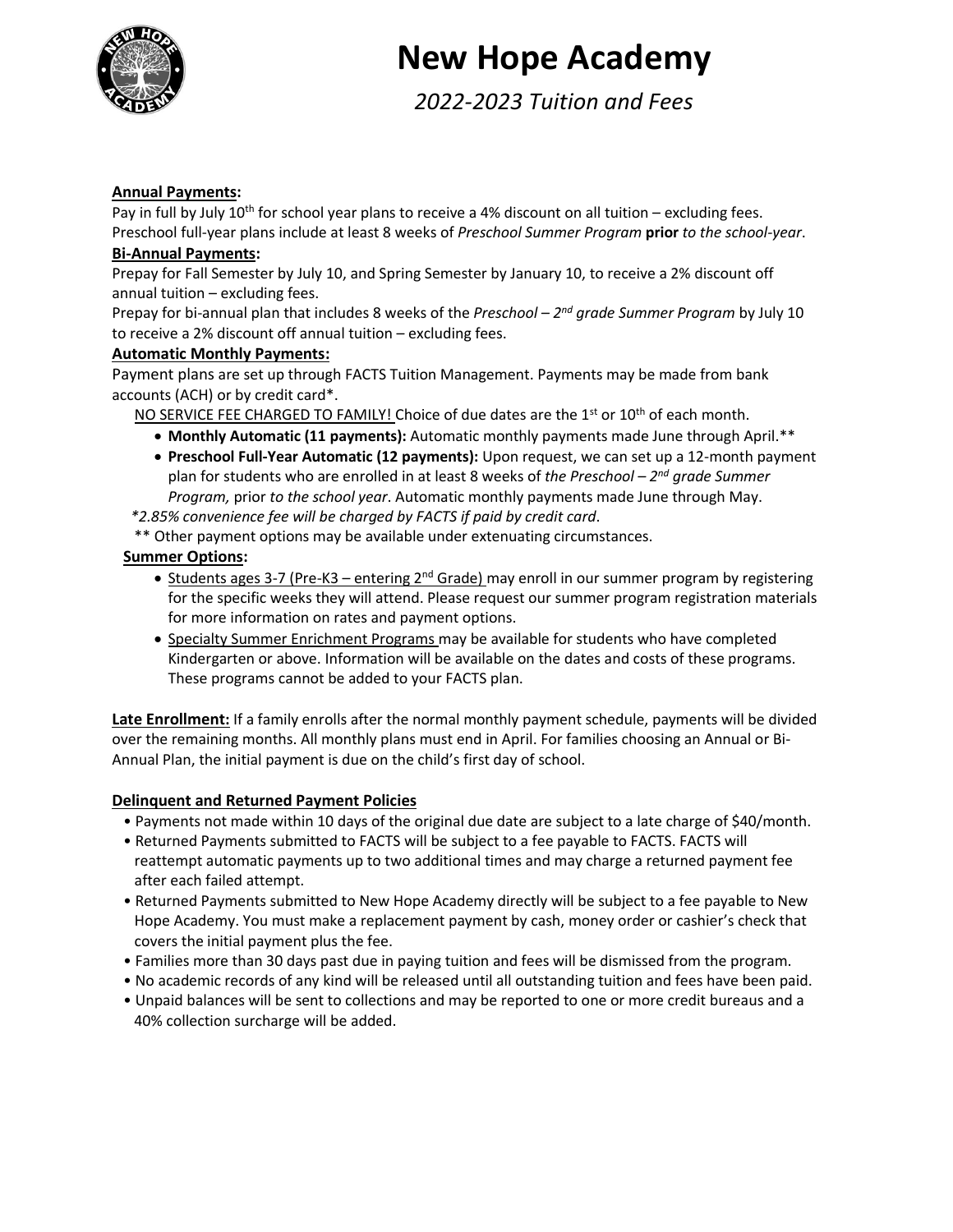# New Hope Academy

*2022-2023 Tuition and Fees*

**Annual Payments:**

Pay in full by July 10th for school year plans to receive a 4% discount on all tuition – excluding fees. Preschool full-year plans include at least 8 weeks of *Preschool Summer Program* **prior** *to the school-year*.

**Bi-Annual Payments:**

Prepay for Fall Semester by July 10, and Spring Semester by January 10, to receive a 2% discount off annual tuition – excluding fees.

Prepay for bi-annual plan that includes 8 weeks of the *Preschool – 2nd grade Summer Program* by July 10 to receive a 2% discount off annual tuition – excluding fees.

**Automatic Monthly Payments:**

Payment plans are set up through FACTS Tuition Management. Payments may be made from bank accounts (ACH) or by credit card*.

NO SERVICE FEE CHARGED TO FAMILY! Choice of due dates are the 1st or 10th of each month.

- **Monthly Automatic (11 payments):** Automatic monthly payments made June through April.**
- **Preschool Full-Year Automatic (12 payments):** Upon request, we can set up a 12-month payment plan for students who are enrolled in at least 8 weeks of *the Preschool – 2nd grade Summer Program,* prior *to the school year*. Automatic monthly payments made June through May.

*\*2.85% convenience fee will be charged by FACTS if paid by credit card*.

** Other payment options may be available under extenuating circumstances.

**Summer Options:**

- Students ages 3-7 (Pre-K3 – entering 2nd Grade) may enroll in our summer program by registering for the specific weeks they will attend. Please request our summer program registration materials for more information on rates and payment options.
- Specialty Summer Enrichment Programs may be available for students who have completed Kindergarten or above. Information will be available on the dates and costs of these programs. These programs cannot be added to your FACTS plan.

**Late Enrollment:** If a family enrolls after the normal monthly payment schedule, payments will be divided over the remaining months. All monthly plans must end in April. For families choosing an Annual or Bi-Annual Plan, the initial payment is due on the child's first day of school.

**Delinquent and Returned Payment Policies**

- Payments not made within 10 days of the original due date are subject to a late charge of $40/month.
- Returned Payments submitted to FACTS will be subject to a fee payable to FACTS. FACTS will reattempt automatic payments up to two additional times and may charge a returned payment fee after each failed attempt.
- Returned Payments submitted to New Hope Academy directly will be subject to a fee payable to New Hope Academy. You must make a replacement payment by cash, money order or cashier's check that covers the initial payment plus the fee.
- Families more than 30 days past due in paying tuition and fees will be dismissed from the program.
- No academic records of any kind will be released until all outstanding tuition and fees have been paid.
- Unpaid balances will be sent to collections and may be reported to one or more credit bureaus and a 40% collection surcharge will be added.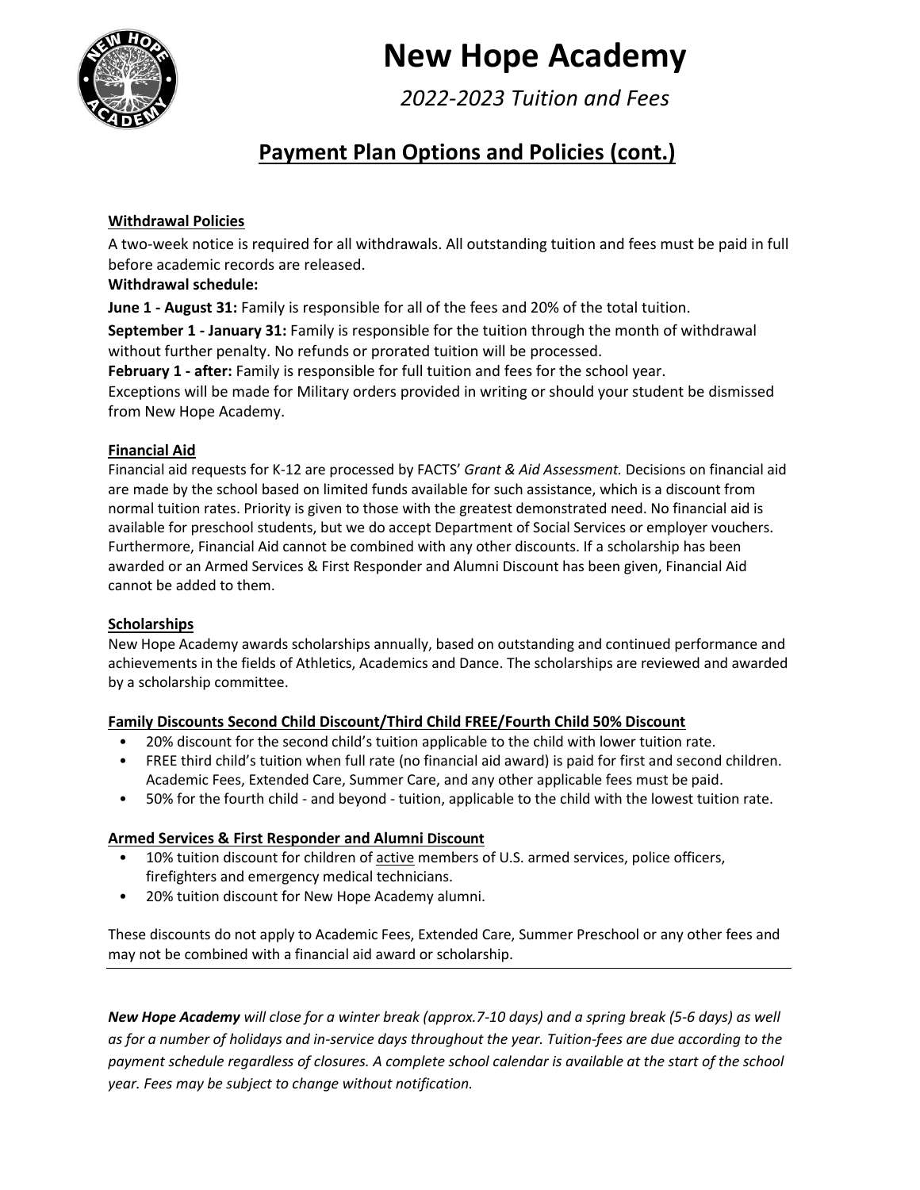# New Hope Academy

*2022-2023 Tuition and Fees*

## Payment Plan Options and Policies (cont.)

### Withdrawal Policies

A two-week notice is required for all withdrawals. All outstanding tuition and fees must be paid in full before academic records are released.

**Withdrawal schedule:**

**June 1 - August 31:** Family is responsible for all of the fees and 20% of the total tuition.

**September 1 - January 31:** Family is responsible for the tuition through the month of withdrawal without further penalty. No refunds or prorated tuition will be processed.

**February 1 - after:** Family is responsible for full tuition and fees for the school year.

Exceptions will be made for Military orders provided in writing or should your student be dismissed from New Hope Academy.

### Financial Aid

Financial aid requests for K-12 are processed by FACTS' *Grant & Aid Assessment.* Decisions on financial aid are made by the school based on limited funds available for such assistance, which is a discount from normal tuition rates. Priority is given to those with the greatest demonstrated need. No financial aid is available for preschool students, but we do accept Department of Social Services or employer vouchers. Furthermore, Financial Aid cannot be combined with any other discounts. If a scholarship has been awarded or an Armed Services & First Responder and Alumni Discount has been given, Financial Aid cannot be added to them.

### Scholarships

New Hope Academy awards scholarships annually, based on outstanding and continued performance and achievements in the fields of Athletics, Academics and Dance. The scholarships are reviewed and awarded by a scholarship committee.

### Family Discounts Second Child Discount/Third Child FREE/Fourth Child 50% Discount

- 20% discount for the second child's tuition applicable to the child with lower tuition rate.
- FREE third child's tuition when full rate (no financial aid award) is paid for first and second children. Academic Fees, Extended Care, Summer Care, and any other applicable fees must be paid.
- 50% for the fourth child - and beyond - tuition, applicable to the child with the lowest tuition rate.

### Armed Services & First Responder and Alumni Discount

- 10% tuition discount for children of active members of U.S. armed services, police officers, firefighters and emergency medical technicians.
- 20% tuition discount for New Hope Academy alumni.

These discounts do not apply to Academic Fees, Extended Care, Summer Preschool or any other fees and may not be combined with a financial aid award or scholarship.

---

***New Hope Academy** will close for a winter break (approx.7-10 days) and a spring break (5-6 days) as well as for a number of holidays and in-service days throughout the year. Tuition-fees are due according to the payment schedule regardless of closures. A complete school calendar is available at the start of the school year. Fees may be subject to change without notification.*